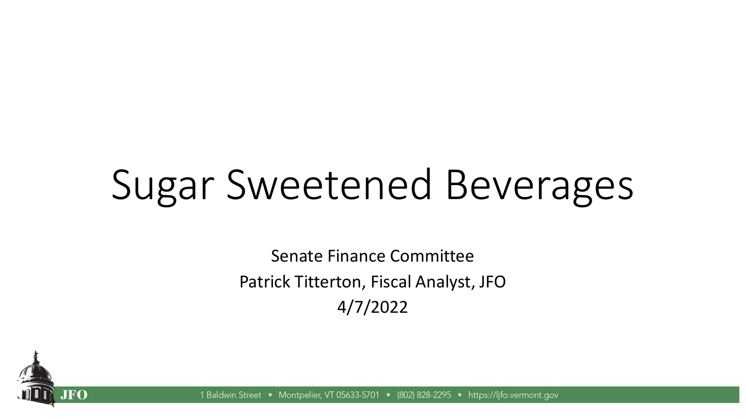# Sugar Sweetened Beverages

Senate Finance Committee

Patrick Titterton, Fiscal Analyst, JFO

4/7/2022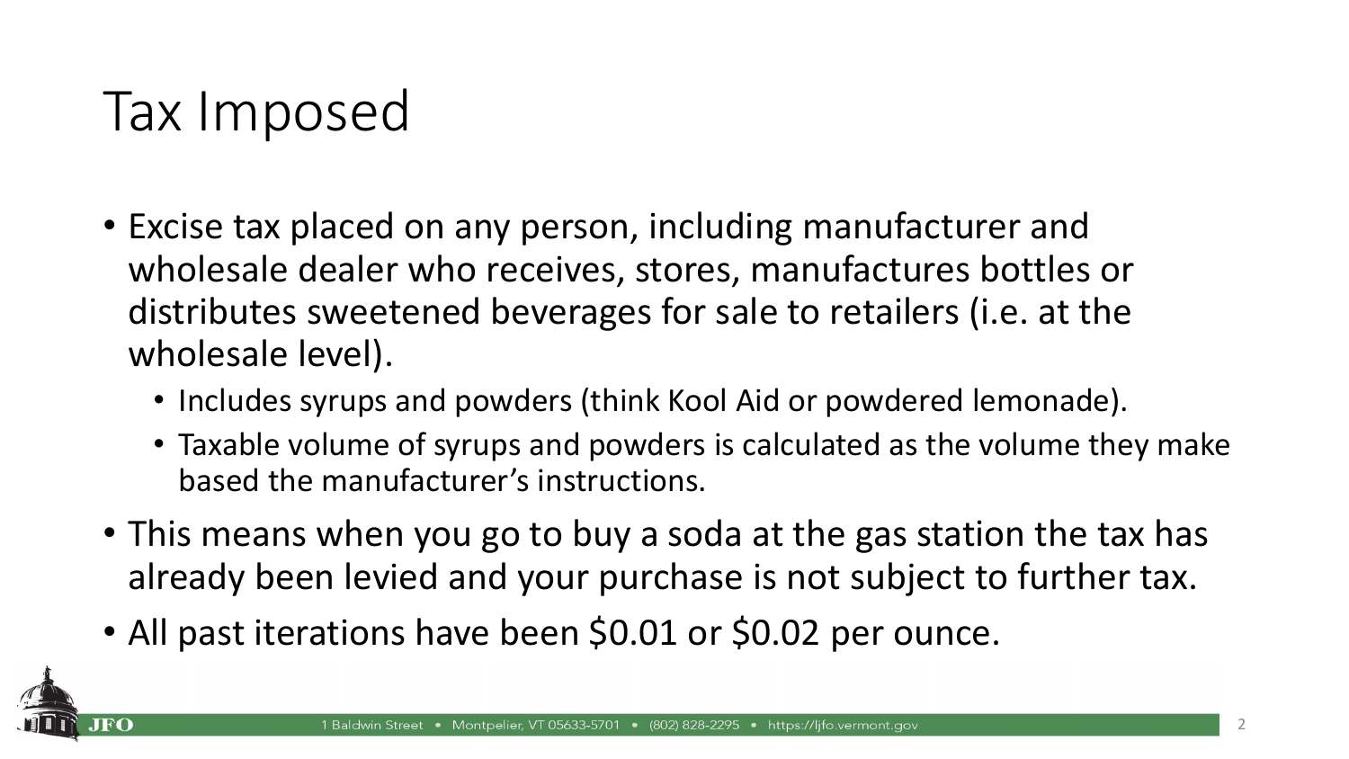# Tax Imposed

- Excise tax placed on any person, including manufacturer and wholesale dealer who receives, stores, manufactures bottles or distributes sweetened beverages for sale to retailers (i.e. at the wholesale level).
  - Includes syrups and powders (think Kool Aid or powdered lemonade).
  - Taxable volume of syrups and powders is calculated as the volume they make based the manufacturer's instructions.
- This means when you go to buy a soda at the gas station the tax has already been levied and your purchase is not subject to further tax.
- All past iterations have been $0.01 or $0.02 per ounce.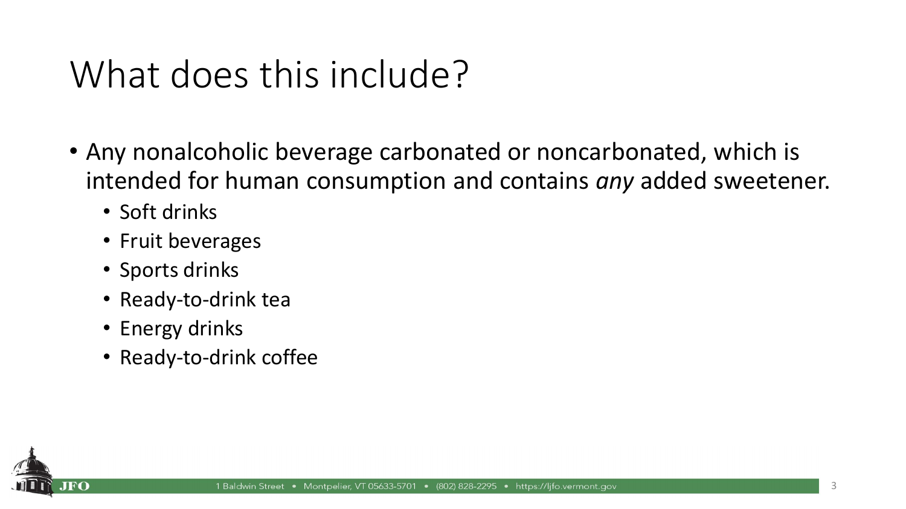# What does this include?

- Any nonalcoholic beverage carbonated or noncarbonated, which is intended for human consumption and contains *any* added sweetener.
  - Soft drinks
  - Fruit beverages
  - Sports drinks
  - Ready-to-drink tea
  - Energy drinks
  - Ready-to-drink coffee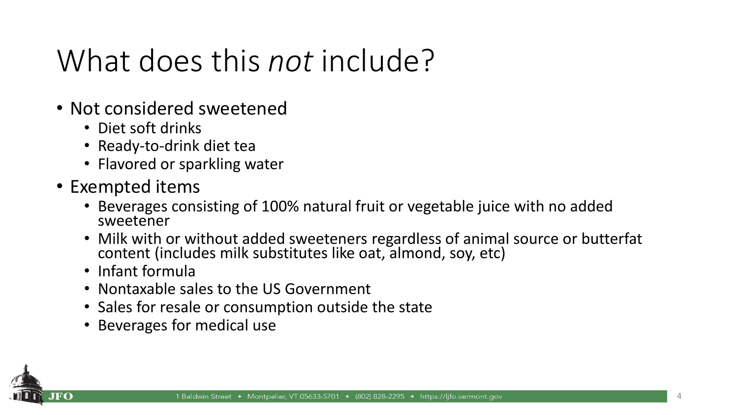# What does this *not* include?

- Not considered sweetened
  - Diet soft drinks
  - Ready-to-drink diet tea
  - Flavored or sparkling water
- Exempted items
  - Beverages consisting of 100% natural fruit or vegetable juice with no added sweetener
  - Milk with or without added sweeteners regardless of animal source or butterfat content (includes milk substitutes like oat, almond, soy, etc)
  - Infant formula
  - Nontaxable sales to the US Government
  - Sales for resale or consumption outside the state
  - Beverages for medical use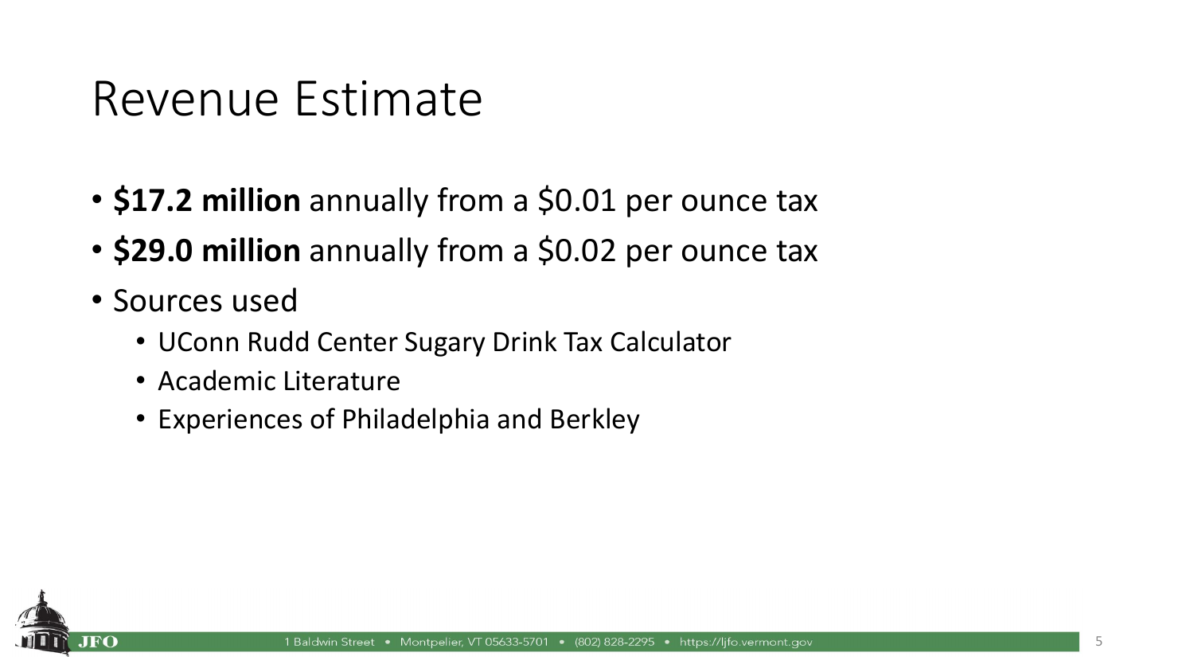# Revenue Estimate

- **$17.2 million** annually from a $0.01 per ounce tax
- **$29.0 million** annually from a $0.02 per ounce tax
- Sources used
  - UConn Rudd Center Sugary Drink Tax Calculator
  - Academic Literature
  - Experiences of Philadelphia and Berkley